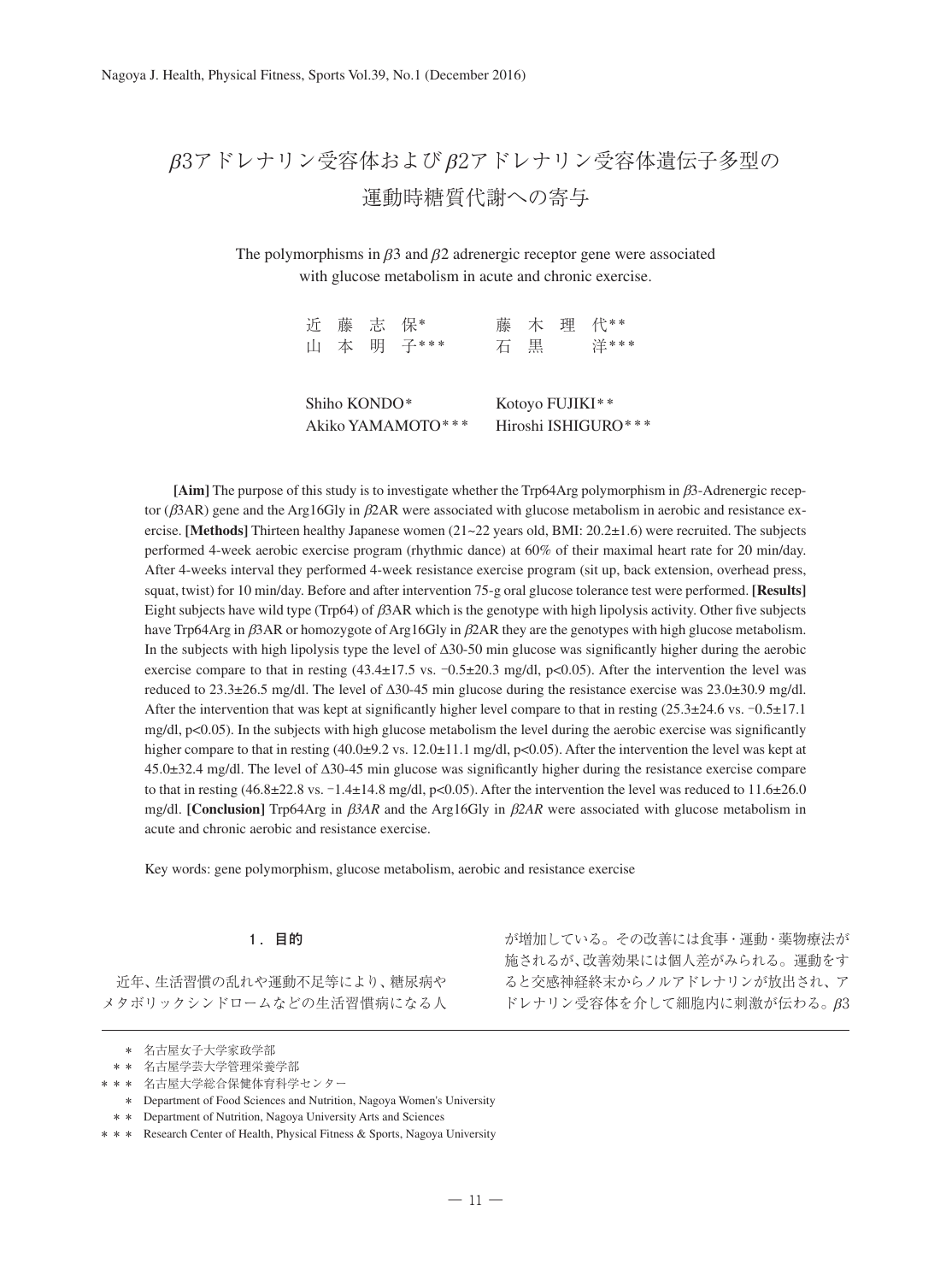# $\beta$3アドレナリン受容体および$\beta$2アドレナリン受容体遺伝子多型の運動時糖質代謝への寄与

The polymorphisms in $\beta$3 and $\beta$2 adrenergic receptor gene were associated with glucose metabolism in acute and chronic exercise.

近藤志保*　　藤木理代**
山本明子***　　石黒洋***

Shiho KONDO*　　Kotoyo FUJIKI**
Akiko YAMAMOTO***　　Hiroshi ISHIGURO***

**[Aim]** The purpose of this study is to investigate whether the Trp64Arg polymorphism in $\beta$3-Adrenergic receptor ($\beta$3AR) gene and the Arg16Gly in $\beta$2AR were associated with glucose metabolism in aerobic and resistance exercise. **[Methods]** Thirteen healthy Japanese women (21~22 years old, BMI: 20.2±1.6) were recruited. The subjects performed 4-week aerobic exercise program (rhythmic dance) at 60% of their maximal heart rate for 20 min/day. After 4-weeks interval they performed 4-week resistance exercise program (sit up, back extension, overhead press, squat, twist) for 10 min/day. Before and after intervention 75-g oral glucose tolerance test were performed. **[Results]** Eight subjects have wild type (Trp64) of $\beta$3AR which is the genotype with high lipolysis activity. Other five subjects have Trp64Arg in $\beta$3AR or homozygote of Arg16Gly in $\beta$2AR they are the genotypes with high glucose metabolism. In the subjects with high lipolysis type the level of Δ30-50 min glucose was significantly higher during the aerobic exercise compare to that in resting (43.4±17.5 vs. −0.5±20.3 mg/dl, $p<0.05$). After the intervention the level was reduced to 23.3±26.5 mg/dl. The level of Δ30-45 min glucose during the resistance exercise was 23.0±30.9 mg/dl. After the intervention that was kept at significantly higher level compare to that in resting (25.3±24.6 vs. −0.5±17.1 mg/dl, $p<0.05$). In the subjects with high glucose metabolism the level during the aerobic exercise was significantly higher compare to that in resting (40.0±9.2 vs. 12.0±11.1 mg/dl, $p<0.05$). After the intervention the level was kept at 45.0±32.4 mg/dl. The level of Δ30-45 min glucose was significantly higher during the resistance exercise compare to that in resting (46.8±22.8 vs. −1.4±14.8 mg/dl, $p<0.05$). After the intervention the level was reduced to 11.6±26.0 mg/dl. **[Conclusion]** Trp64Arg in *$\beta$3AR* and the Arg16Gly in *$\beta$2AR* were associated with glucose metabolism in acute and chronic aerobic and resistance exercise.

Key words: gene polymorphism, glucose metabolism, aerobic and resistance exercise

## 1．目的

近年、生活習慣の乱れや運動不足等により、糖尿病やメタボリックシンドロームなどの生活習慣病になる人が増加している。その改善には食事・運動・薬物療法が施されるが、改善効果には個人差がみられる。運動をすると交感神経終末からノルアドレナリンが放出され、アドレナリン受容体を介して細胞内に刺激が伝わる。$\beta$3

\* 名古屋女子大学家政学部
\*\* 名古屋学芸大学管理栄養学部
\*\*\* 名古屋大学総合保健体育科学センター
\* Department of Food Sciences and Nutrition, Nagoya Women's University
\*\* Department of Nutrition, Nagoya University Arts and Sciences
\*\*\* Research Center of Health, Physical Fitness & Sports, Nagoya University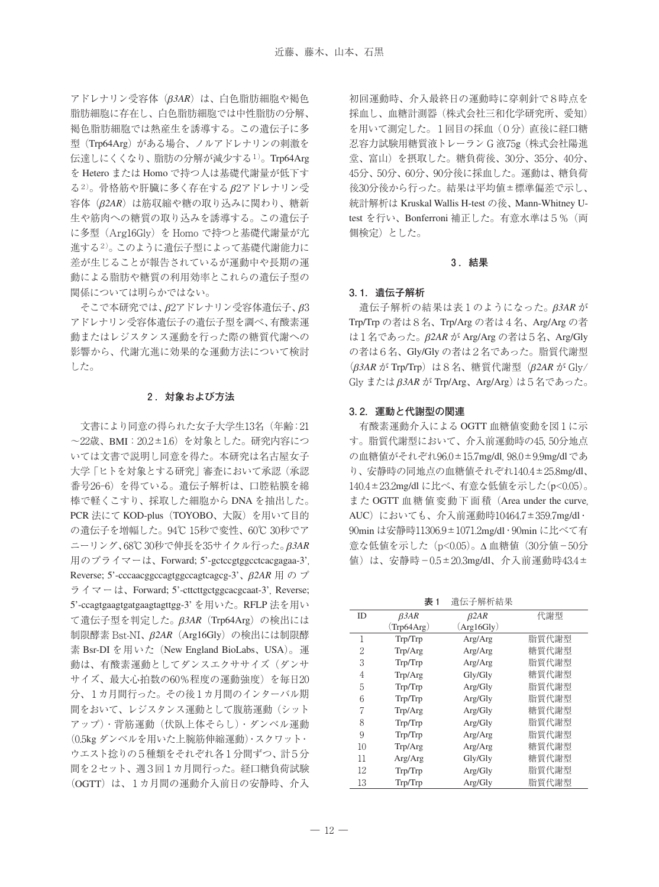アドレナリン受容体（*β3AR*）は、白色脂肪細胞や褐色脂肪細胞に存在し、白色脂肪細胞では中性脂肪の分解、褐色脂肪細胞では熱産生を誘導する。この遺伝子に多型（Trp64Arg）がある場合、ノルアドレナリンの刺激を伝達しにくくなり、脂肪の分解が減少する[1]。Trp64Arg を Hetero または Homo で持つ人は基礎代謝量が低下する[2]。骨格筋や肝臓に多く存在する *β2*アドレナリン受容体（*β2AR*）は筋収縮や糖の取り込みに関わり、糖新生や筋肉への糖質の取り込みを誘導する。この遺伝子に多型（Arg16Gly）を Homo で持つと基礎代謝量が亢進する[2]。このように遺伝子型によって基礎代謝能力に差が生じることが報告されているが運動中や長期の運動による脂肪や糖質の利用効率とこれらの遺伝子型の関係については明らかではない。

そこで本研究では、*β2*アドレナリン受容体遺伝子、*β3*アドレナリン受容体遺伝子の遺伝子型を調べ、有酸素運動またはレジスタンス運動を行った際の糖質代謝への影響から、代謝亢進に効果的な運動方法について検討した。

## 2．対象および方法

文書により同意の得られた女子大学生13名（年齢：21～22歳、BMI：20.2±1.6）を対象とした。研究内容については文書で説明し同意を得た。本研究は名古屋女子大学「ヒトを対象とする研究」審査において承認（承認番号26-6）を得ている。遺伝子解析は、口腔粘膜を綿棒で軽くこすり、採取した細胞から DNA を抽出した。PCR 法にて KOD-plus（TOYOBO、大阪）を用いて目的の遺伝子を増幅した。94℃ 15秒で変性、60℃ 30秒でアニーリング、68℃ 30秒で伸長を35サイクル行った。*β3AR* 用のプライマーは、Forward; 5'-gctccgtggcctcacgagaa-3', Reverse; 5'-cccaacggccagtggccagtcagcg-3'、*β2AR* 用のプライマーは、Forward; 5'-cttcttgctggcacgcaat-3', Reverse; 5'-ccagtgaagtgatgaagtagttgg-3' を用いた。RFLP 法を用いて遺伝子型を判定した。*β3AR*（Trp64Arg）の検出には制限酵素 Bst-NI、*β2AR*（Arg16Gly）の検出には制限酵素 Bsr-DI を用いた（New England BioLabs、USA）。運動は、有酸素運動としてダンスエクササイズ（ダンササイズ、最大心拍数の60％程度の運動強度）を毎日20分、1カ月間行った。その後1カ月間のインターバル期間をおいて、レジスタンス運動として腹筋運動（シットアップ）・背筋運動（伏臥上体そらし）・ダンベル運動（0.5kg ダンベルを用いた上腕筋伸縮運動）・スクワット・ウエスト捻りの5種類をそれぞれ各1分間ずつ、計5分間を2セット、週3回1カ月間行った。経口糖負荷試験（OGTT）は、1カ月間の運動介入前日の安静時、介入初回運動時、介入最終日の運動時に穿刺針で8時点を採血し、血糖計測器（株式会社三和化学研究所、愛知）を用いて測定した。1回目の採血（0分）直後に経口糖忍容力試験用糖質液トレーラン G 液75g（株式会社陽進堂、富山）を摂取した。糖負荷後、30分、35分、40分、45分、50分、60分、90分後に採血した。運動は、糖負荷後30分後から行った。結果は平均値±標準偏差で示し、統計解析は Kruskal Wallis H-test の後、Mann-Whitney U-test を行い、Bonferroni 補正した。有意水準は5％（両側検定）とした。

## 3．結果

### 3.1．遺伝子解析

遺伝子解析の結果は表1のようになった。*β3AR* が Trp/Trp の者は8名、Trp/Arg の者は4名、Arg/Arg の者は1名であった。*β2AR* が Arg/Arg の者は5名、Arg/Gly の者は6名、Gly/Gly の者は2名であった。脂質代謝型（*β3AR* が Trp/Trp）は8名、糖質代謝型（*β2AR* が Gly/Gly または *β3AR* が Trp/Arg、Arg/Arg）は5名であった。

### 3.2．運動と代謝型の関連

有酸素運動介入による OGTT 血糖値変動を図1に示す。脂質代謝型において、介入前運動時の45, 50分地点の血糖値がそれぞれ96.0±15.7mg/dl, 98.0±9.9mg/dl であり、安静時の同地点の血糖値それぞれ140.4±25.8mg/dl、140.4±23.2mg/dl に比べ、有意な低値を示した（$p<0.05$）。また OGTT 血糖値変動下面積（Area under the curve, AUC）においても、介入前運動時10464.7±359.7mg/dl・90min は安静時11306.9±1071.2mg/dl・90min に比べて有意な低値を示した（$p<0.05$）。Δ血糖値（30分値－50分値）は、安静時－0.5±20.3mg/dl、介入前運動時43.4±

**表1**　遺伝子解析結果

| ID | *β3AR* (Trp64Arg) | *β2AR* (Arg16Gly) | 代謝型 |
|---|---|---|---|
| 1 | Trp/Trp | Arg/Arg | 脂質代謝型 |
| 2 | Trp/Arg | Arg/Arg | 糖質代謝型 |
| 3 | Trp/Trp | Arg/Arg | 脂質代謝型 |
| 4 | Trp/Arg | Gly/Gly | 糖質代謝型 |
| 5 | Trp/Trp | Arg/Gly | 脂質代謝型 |
| 6 | Trp/Trp | Arg/Gly | 脂質代謝型 |
| 7 | Trp/Arg | Arg/Gly | 糖質代謝型 |
| 8 | Trp/Trp | Arg/Gly | 脂質代謝型 |
| 9 | Trp/Trp | Arg/Arg | 脂質代謝型 |
| 10 | Trp/Arg | Arg/Arg | 糖質代謝型 |
| 11 | Arg/Arg | Gly/Gly | 糖質代謝型 |
| 12 | Trp/Trp | Arg/Gly | 脂質代謝型 |
| 13 | Trp/Trp | Arg/Gly | 脂質代謝型 |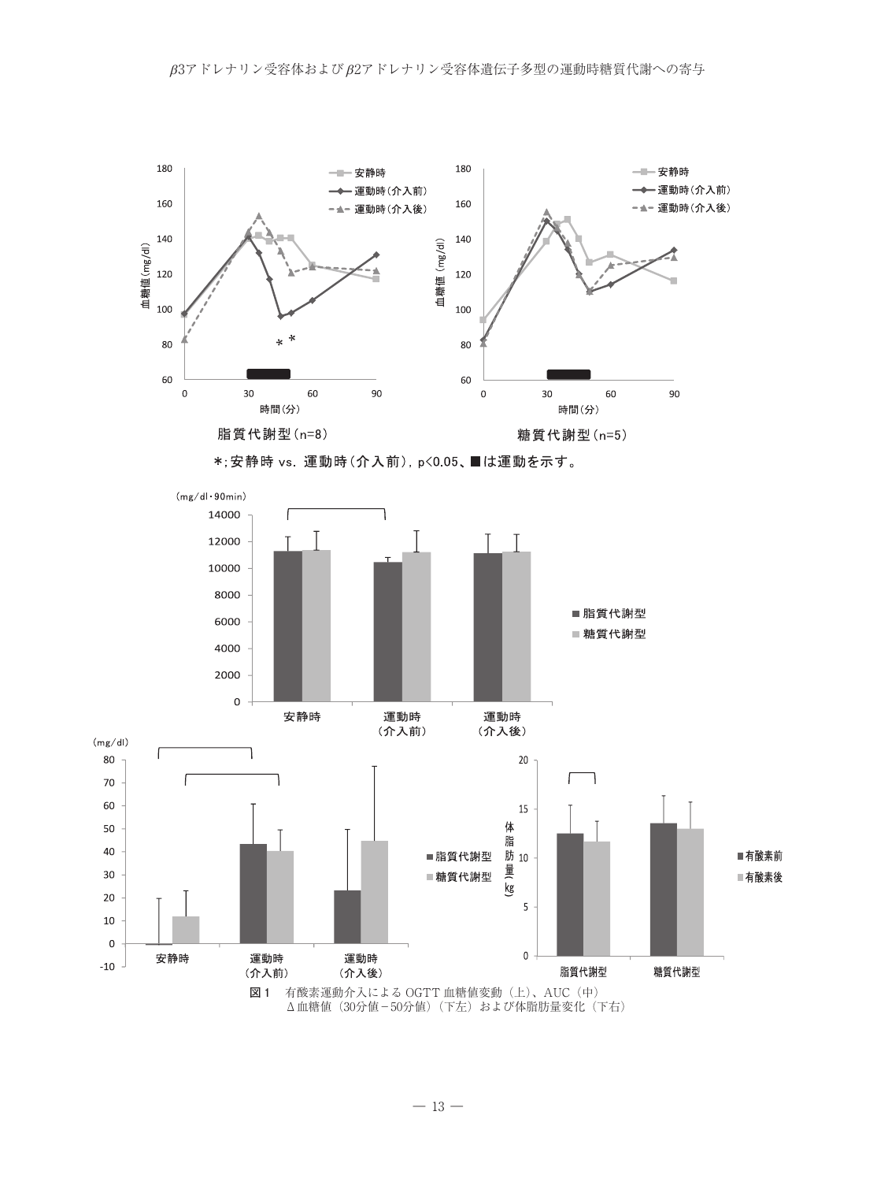脂質代謝型(n=8)　　　　　　　　　糖質代謝型(n=5)

*;安静時 vs. 運動時(介入前), p<0.05、■は運動を示す。

**図1**　有酸素運動介入による OGTT 血糖値変動（上）、AUC（中）
Δ血糖値（30分値－50分値）（下左）および体脂肪量変化（下右）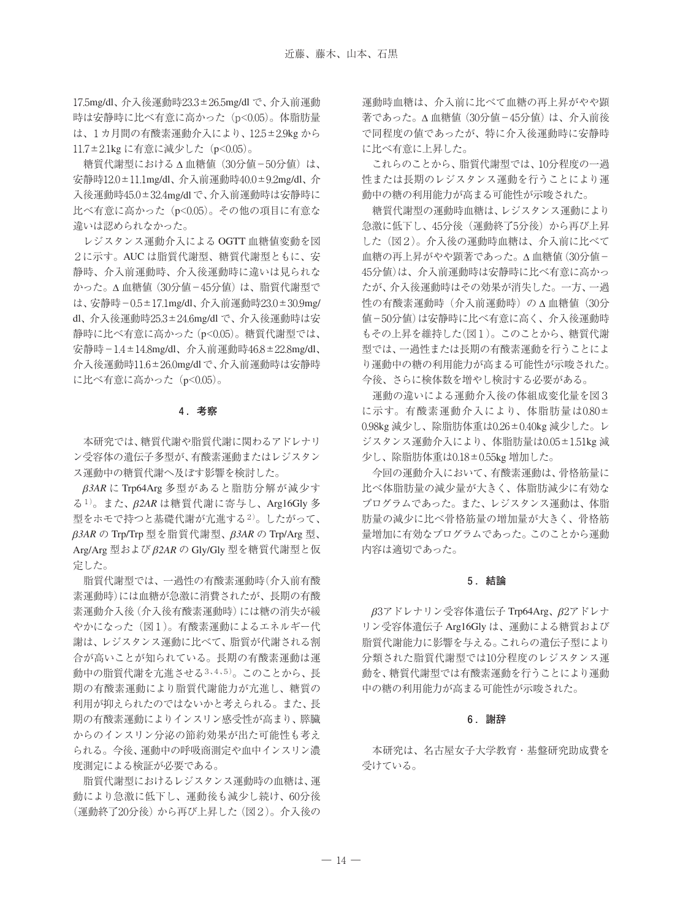17.5mg/dl、介入後運動時23.3±26.5mg/dl で、介入前運動時は安静時に比べ有意に高かった（$p<0.05$）。体脂肪量は、１カ月間の有酸素運動介入により、12.5±2.9kg から11.7±2.1kg に有意に減少した（$p<0.05$）。

糖質代謝型におけるΔ血糖値（30分値－50分値）は、安静時12.0±11.1mg/dl、介入前運動時40.0±9.2mg/dl、介入後運動時45.0±32.4mg/dl で、介入前運動時は安静時に比べ有意に高かった（$p<0.05$）。その他の項目に有意な違いは認められなかった。

レジスタンス運動介入による OGTT 血糖値変動を図２に示す。AUC は脂質代謝型、糖質代謝型ともに、安静時、介入前運動時、介入後運動時に違いは見られなかった。Δ血糖値（30分値－45分値）は、脂質代謝型では、安静時－0.5±17.1mg/dl、介入前運動時23.0±30.9mg/dl、介入後運動時25.3±24.6mg/dl で、介入後運動時は安静時に比べ有意に高かった（$p<0.05$）。糖質代謝型では、安静時－1.4±14.8mg/dl、介入前運動時46.8±22.8mg/dl、介入後運動時11.6±26.0mg/dl で、介入前運動時は安静時に比べ有意に高かった（$p<0.05$）。

## ４．考察

本研究では、糖質代謝や脂質代謝に関わるアドレナリン受容体の遺伝子多型が、有酸素運動またはレジスタンス運動中の糖質代謝へ及ぼす影響を検討した。

*β3AR* に Trp64Arg 多型があると脂肪分解が減少する[1]。また、*β2AR* は糖質代謝に寄与し、Arg16Gly 多型をホモで持つと基礎代謝が亢進する[2]。したがって、*β3AR* の Trp/Trp 型を脂質代謝型、*β3AR* の Trp/Arg 型、Arg/Arg 型および *β2AR* の Gly/Gly 型を糖質代謝型と仮定した。

脂質代謝型では、一過性の有酸素運動時（介入前有酸素運動時）には血糖が急激に消費されたが、長期の有酸素運動介入後（介入後有酸素運動時）には糖の消失が緩やかになった（図１）。有酸素運動によるエネルギー代謝は、レジスタンス運動に比べて、脂質が代謝される割合が高いことが知られている。長期の有酸素運動は運動中の脂質代謝を亢進させる[3,4,5]。このことから、長期の有酸素運動により脂質代謝能力が亢進し、糖質の利用が抑えられたのではないかと考えられる。また、長期の有酸素運動によりインスリン感受性が高まり、膵臓からのインスリン分泌の節約効果が出た可能性も考えられる。今後、運動中の呼吸商測定や血中インスリン濃度測定による検証が必要である。

脂質代謝型におけるレジスタンス運動時の血糖は、運動により急激に低下し、運動後も減少し続け、60分後（運動終了20分後）から再び上昇した（図２）。介入後の運動時血糖は、介入前に比べて血糖の再上昇がやや顕著であった。Δ血糖値（30分値－45分値）は、介入前後で同程度の値であったが、特に介入後運動時に安静時に比べ有意に上昇した。

これらのことから、脂質代謝型では、10分程度の一過性または長期のレジスタンス運動を行うことにより運動中の糖の利用能力が高まる可能性が示唆された。

糖質代謝型の運動時血糖は、レジスタンス運動により急激に低下し、45分後（運動終了5分後）から再び上昇した（図２）。介入後の運動時血糖は、介入前に比べて血糖の再上昇がやや顕著であった。Δ血糖値（30分値－45分値）は、介入前運動時は安静時に比べ有意に高かったが、介入後運動時はその効果が消失した。一方、一過性の有酸素運動時（介入前運動時）のΔ血糖値（30分値－50分値）は安静時に比べ有意に高く、介入後運動時もその上昇を維持した（図１）。このことから、糖質代謝型では、一過性または長期の有酸素運動を行うことにより運動中の糖の利用能力が高まる可能性が示唆された。今後、さらに検体数を増やし検討する必要がある。

運動の違いによる運動介入後の体組成変化量を図３に示す。有酸素運動介入により、体脂肪量は0.80±0.98kg 減少し、除脂肪体重は0.26±0.40kg 減少した。レジスタンス運動介入により、体脂肪量は0.05±1.51kg 減少し、除脂肪体重は0.18±0.55kg 増加した。

今回の運動介入において、有酸素運動は、骨格筋量に比べ体脂肪量の減少量が大きく、体脂肪減少に有効なプログラムであった。また、レジスタンス運動は、体脂肪量の減少に比べ骨格筋量の増加量が大きく、骨格筋量増加に有効なプログラムであった。このことから運動内容は適切であった。

## ５．結論

*β3*アドレナリン受容体遺伝子 Trp64Arg、*β2*アドレナリン受容体遺伝子 Arg16Gly は、運動による糖質および脂質代謝能力に影響を与える。これらの遺伝子型により分類された脂質代謝型では10分程度のレジスタンス運動を、糖質代謝型では有酸素運動を行うことにより運動中の糖の利用能力が高まる可能性が示唆された。

## ６．謝辞

本研究は、名古屋女子大学教育・基盤研究助成費を受けている。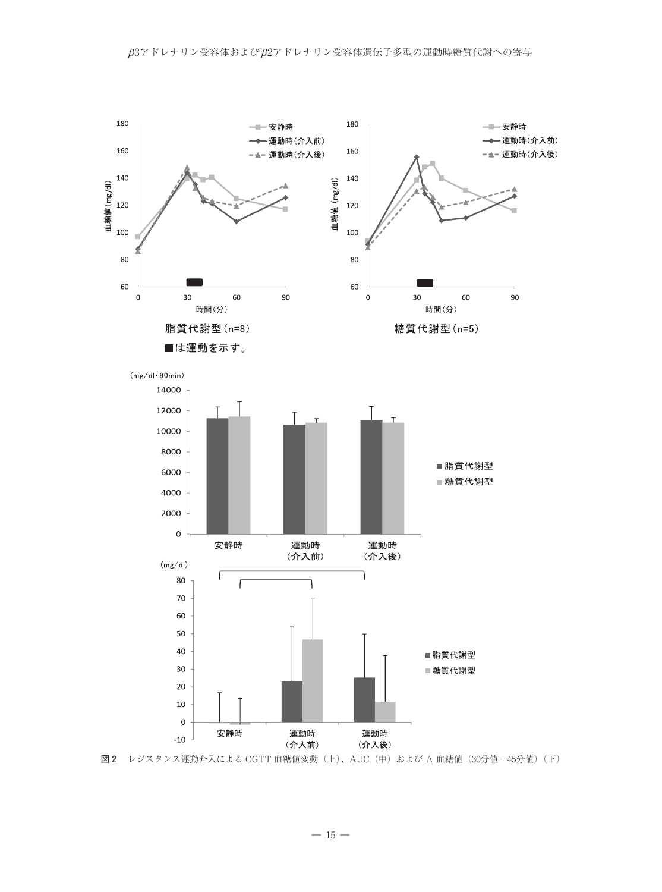■は運動を示す。

図2　レジスタンス運動介入による OGTT 血糖値変動（上）、AUC（中）および Δ 血糖値（30分値－45分値）（下）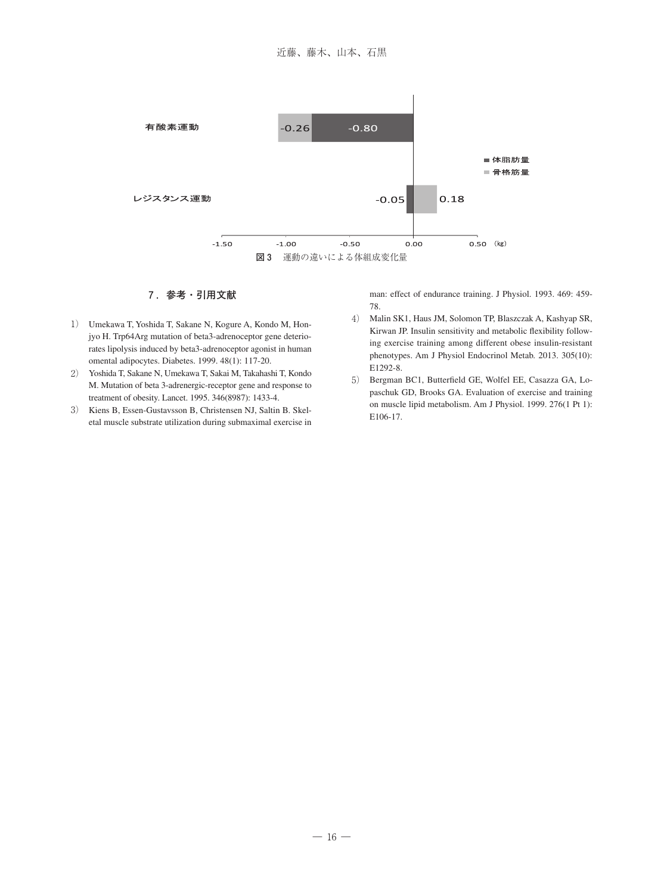有酸素運動

-0.26 -0.80

レジスタンス運動

-0.05 0.18

■ 体脂肪量
■ 骨格筋量

-1.50 -1.00 -0.50 0.00 0.50 (kg)

**図 3** 運動の違いによる体組成変化量

## 7．参考・引用文献

1) Umekawa T, Yoshida T, Sakane N, Kogure A, Kondo M, Honjyo H. Trp64Arg mutation of beta3-adrenoceptor gene deteriorates lipolysis induced by beta3-adrenoceptor agonist in human omental adipocytes. Diabetes. 1999. 48(1): 117-20.
2) Yoshida T, Sakane N, Umekawa T, Sakai M, Takahashi T, Kondo M. Mutation of beta 3-adrenergic-receptor gene and response to treatment of obesity. Lancet. 1995. 346(8987): 1433-4.
3) Kiens B, Essen-Gustavsson B, Christensen NJ, Saltin B. Skeletal muscle substrate utilization during submaximal exercise in man: effect of endurance training. J Physiol. 1993. 469: 459-78.
4) Malin SK1, Haus JM, Solomon TP, Blaszczak A, Kashyap SR, Kirwan JP. Insulin sensitivity and metabolic flexibility following exercise training among different obese insulin-resistant phenotypes. Am J Physiol Endocrinol Metab. 2013. 305(10): E1292-8.
5) Bergman BC1, Butterfield GE, Wolfel EE, Casazza GA, Lopaschuk GD, Brooks GA. Evaluation of exercise and training on muscle lipid metabolism. Am J Physiol. 1999. 276(1 Pt 1): E106-17.